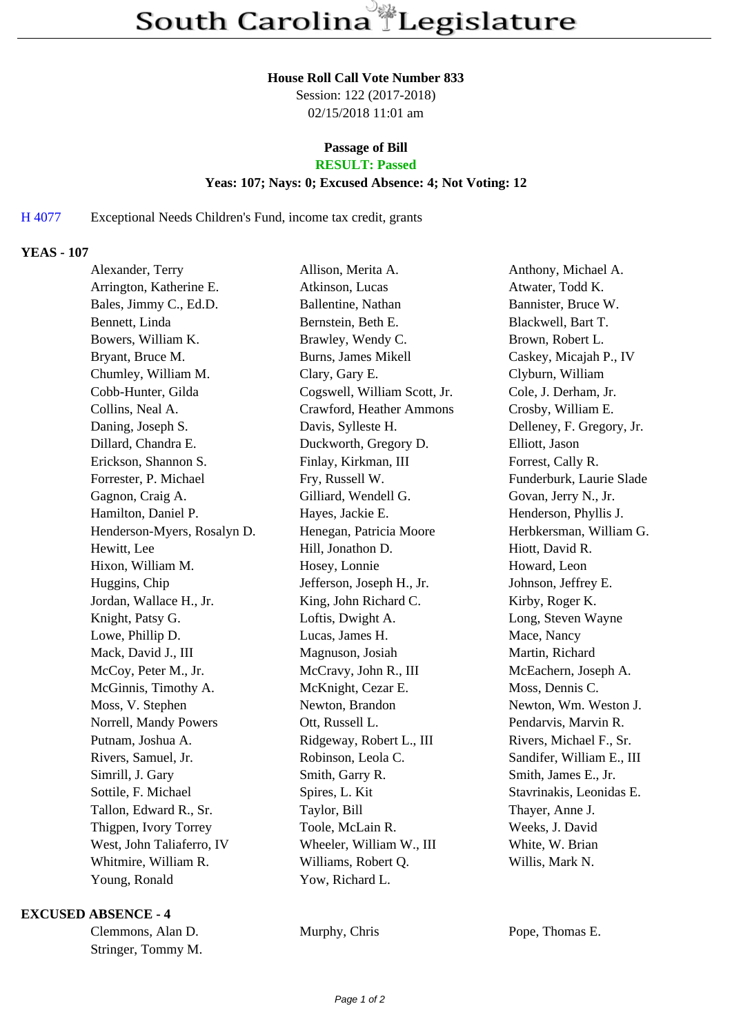# South Carolina Legislature

**House Roll Call Vote Number 833**
Session: 122 (2017-2018)
02/15/2018 11:01 am

**Passage of Bill**
**RESULT: Passed**
**Yeas: 107; Nays: 0; Excused Absence: 4; Not Voting: 12**

H 4077 Exceptional Needs Children's Fund, income tax credit, grants

**YEAS - 107**

| | | |
|---|---|---|
| Alexander, Terry | Allison, Merita A. | Anthony, Michael A. |
| Arrington, Katherine E. | Atkinson, Lucas | Atwater, Todd K. |
| Bales, Jimmy C., Ed.D. | Ballentine, Nathan | Bannister, Bruce W. |
| Bennett, Linda | Bernstein, Beth E. | Blackwell, Bart T. |
| Bowers, William K. | Brawley, Wendy C. | Brown, Robert L. |
| Bryant, Bruce M. | Burns, James Mikell | Caskey, Micajah P., IV |
| Chumley, William M. | Clary, Gary E. | Clyburn, William |
| Cobb-Hunter, Gilda | Cogswell, William Scott, Jr. | Cole, J. Derham, Jr. |
| Collins, Neal A. | Crawford, Heather Ammons | Crosby, William E. |
| Daning, Joseph S. | Davis, Sylleste H. | Delleney, F. Gregory, Jr. |
| Dillard, Chandra E. | Duckworth, Gregory D. | Elliott, Jason |
| Erickson, Shannon S. | Finlay, Kirkman, III | Forrest, Cally R. |
| Forrester, P. Michael | Fry, Russell W. | Funderburk, Laurie Slade |
| Gagnon, Craig A. | Gilliard, Wendell G. | Govan, Jerry N., Jr. |
| Hamilton, Daniel P. | Hayes, Jackie E. | Henderson, Phyllis J. |
| Henderson-Myers, Rosalyn D. | Henegan, Patricia Moore | Herbkersman, William G. |
| Hewitt, Lee | Hill, Jonathon D. | Hiott, David R. |
| Hixon, William M. | Hosey, Lonnie | Howard, Leon |
| Huggins, Chip | Jefferson, Joseph H., Jr. | Johnson, Jeffrey E. |
| Jordan, Wallace H., Jr. | King, John Richard C. | Kirby, Roger K. |
| Knight, Patsy G. | Loftis, Dwight A. | Long, Steven Wayne |
| Lowe, Phillip D. | Lucas, James H. | Mace, Nancy |
| Mack, David J., III | Magnuson, Josiah | Martin, Richard |
| McCoy, Peter M., Jr. | McCravy, John R., III | McEachern, Joseph A. |
| McGinnis, Timothy A. | McKnight, Cezar E. | Moss, Dennis C. |
| Moss, V. Stephen | Newton, Brandon | Newton, Wm. Weston J. |
| Norrell, Mandy Powers | Ott, Russell L. | Pendarvis, Marvin R. |
| Putnam, Joshua A. | Ridgeway, Robert L., III | Rivers, Michael F., Sr. |
| Rivers, Samuel, Jr. | Robinson, Leola C. | Sandifer, William E., III |
| Simrill, J. Gary | Smith, Garry R. | Smith, James E., Jr. |
| Sottile, F. Michael | Spires, L. Kit | Stavrinakis, Leonidas E. |
| Tallon, Edward R., Sr. | Taylor, Bill | Thayer, Anne J. |
| Thigpen, Ivory Torrey | Toole, McLain R. | Weeks, J. David |
| West, John Taliaferro, IV | Wheeler, William W., III | White, W. Brian |
| Whitmire, William R. | Williams, Robert Q. | Willis, Mark N. |
| Young, Ronald | Yow, Richard L. | |

**EXCUSED ABSENCE - 4**

| | | |
|---|---|---|
| Clemmons, Alan D. | Murphy, Chris | Pope, Thomas E. |
| Stringer, Tommy M. | | |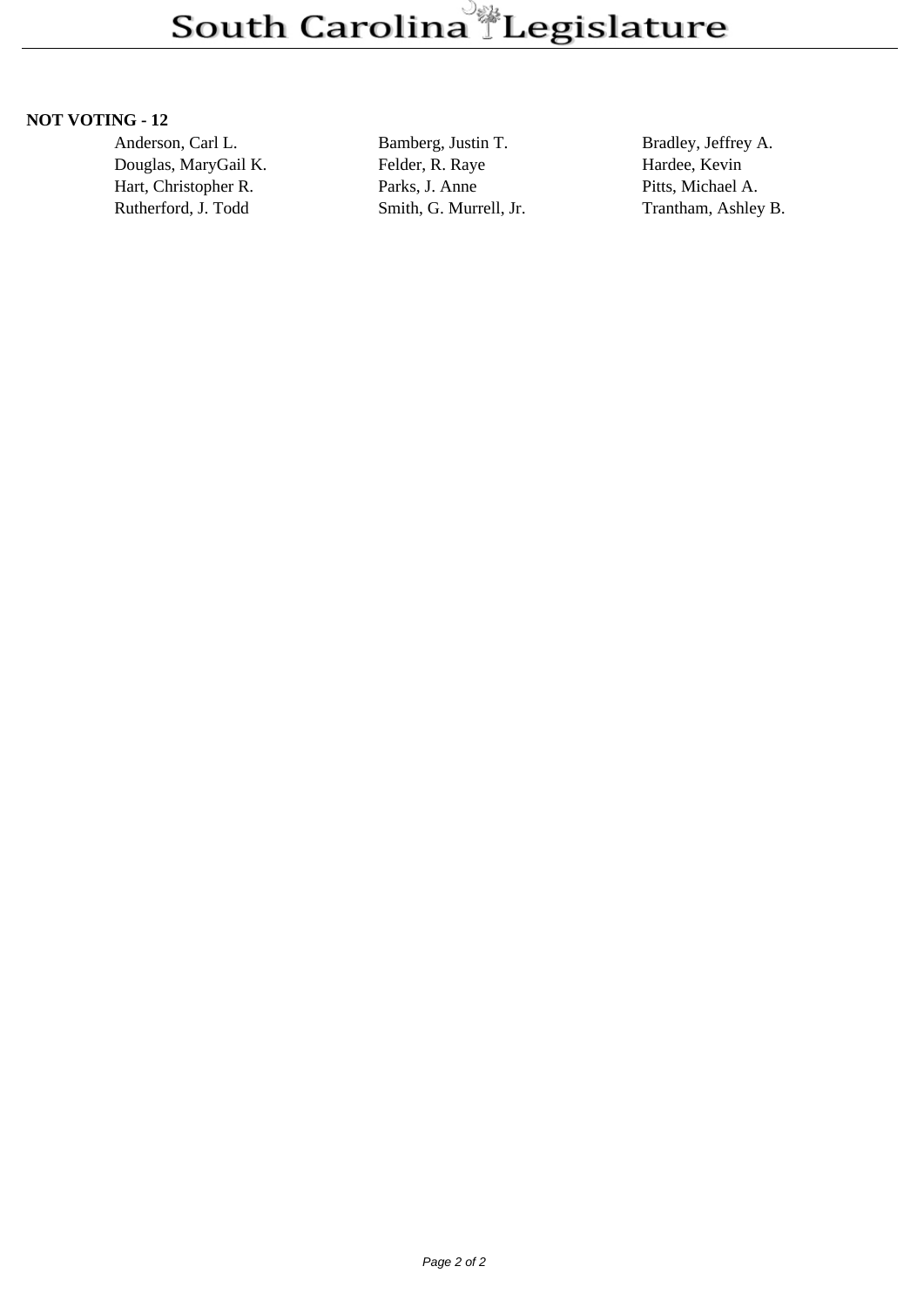**NOT VOTING - 12**

| | | |
|---|---|---|
| Anderson, Carl L. | Bamberg, Justin T. | Bradley, Jeffrey A. |
| Douglas, MaryGail K. | Felder, R. Raye | Hardee, Kevin |
| Hart, Christopher R. | Parks, J. Anne | Pitts, Michael A. |
| Rutherford, J. Todd | Smith, G. Murrell, Jr. | Trantham, Ashley B. |